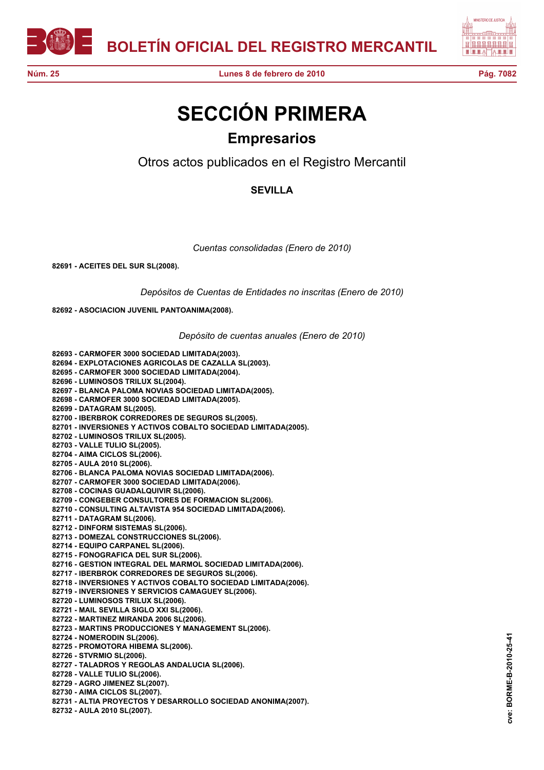# SECCIÓN PRIMERA

## Empresarios

### Otros actos publicados en el Registro Mercantil

### SEVILLA

*Cuentas consolidadas (Enero de 2010)*

**82691 - ACEITES DEL SUR SL(2008).**

*Depósitos de Cuentas de Entidades no inscritas (Enero de 2010)*

**82692 - ASOCIACION JUVENIL PANTOANIMA(2008).**

*Depósito de cuentas anuales (Enero de 2010)*

**82693 - CARMOFER 3000 SOCIEDAD LIMITADA(2003).**
**82694 - EXPLOTACIONES AGRICOLAS DE CAZALLA SL(2003).**
**82695 - CARMOFER 3000 SOCIEDAD LIMITADA(2004).**
**82696 - LUMINOSOS TRILUX SL(2004).**
**82697 - BLANCA PALOMA NOVIAS SOCIEDAD LIMITADA(2005).**
**82698 - CARMOFER 3000 SOCIEDAD LIMITADA(2005).**
**82699 - DATAGRAM SL(2005).**
**82700 - IBERBROK CORREDORES DE SEGUROS SL(2005).**
**82701 - INVERSIONES Y ACTIVOS COBALTO SOCIEDAD LIMITADA(2005).**
**82702 - LUMINOSOS TRILUX SL(2005).**
**82703 - VALLE TULIO SL(2005).**
**82704 - AIMA CICLOS SL(2006).**
**82705 - AULA 2010 SL(2006).**
**82706 - BLANCA PALOMA NOVIAS SOCIEDAD LIMITADA(2006).**
**82707 - CARMOFER 3000 SOCIEDAD LIMITADA(2006).**
**82708 - COCINAS GUADALQUIVIR SL(2006).**
**82709 - CONGEBER CONSULTORES DE FORMACION SL(2006).**
**82710 - CONSULTING ALTAVISTA 954 SOCIEDAD LIMITADA(2006).**
**82711 - DATAGRAM SL(2006).**
**82712 - DINFORM SISTEMAS SL(2006).**
**82713 - DOMEZAL CONSTRUCCIONES SL(2006).**
**82714 - EQUIPO CARPANEL SL(2006).**
**82715 - FONOGRAFICA DEL SUR SL(2006).**
**82716 - GESTION INTEGRAL DEL MARMOL SOCIEDAD LIMITADA(2006).**
**82717 - IBERBROK CORREDORES DE SEGUROS SL(2006).**
**82718 - INVERSIONES Y ACTIVOS COBALTO SOCIEDAD LIMITADA(2006).**
**82719 - INVERSIONES Y SERVICIOS CAMAGUEY SL(2006).**
**82720 - LUMINOSOS TRILUX SL(2006).**
**82721 - MAIL SEVILLA SIGLO XXI SL(2006).**
**82722 - MARTINEZ MIRANDA 2006 SL(2006).**
**82723 - MARTINS PRODUCCIONES Y MANAGEMENT SL(2006).**
**82724 - NOMERODIN SL(2006).**
**82725 - PROMOTORA HIBEMA SL(2006).**
**82726 - STVRMIO SL(2006).**
**82727 - TALADROS Y REGOLAS ANDALUCIA SL(2006).**
**82728 - VALLE TULIO SL(2006).**
**82729 - AGRO JIMENEZ SL(2007).**
**82730 - AIMA CICLOS SL(2007).**
**82731 - ALTIA PROYECTOS Y DESARROLLO SOCIEDAD ANONIMA(2007).**
**82732 - AULA 2010 SL(2007).**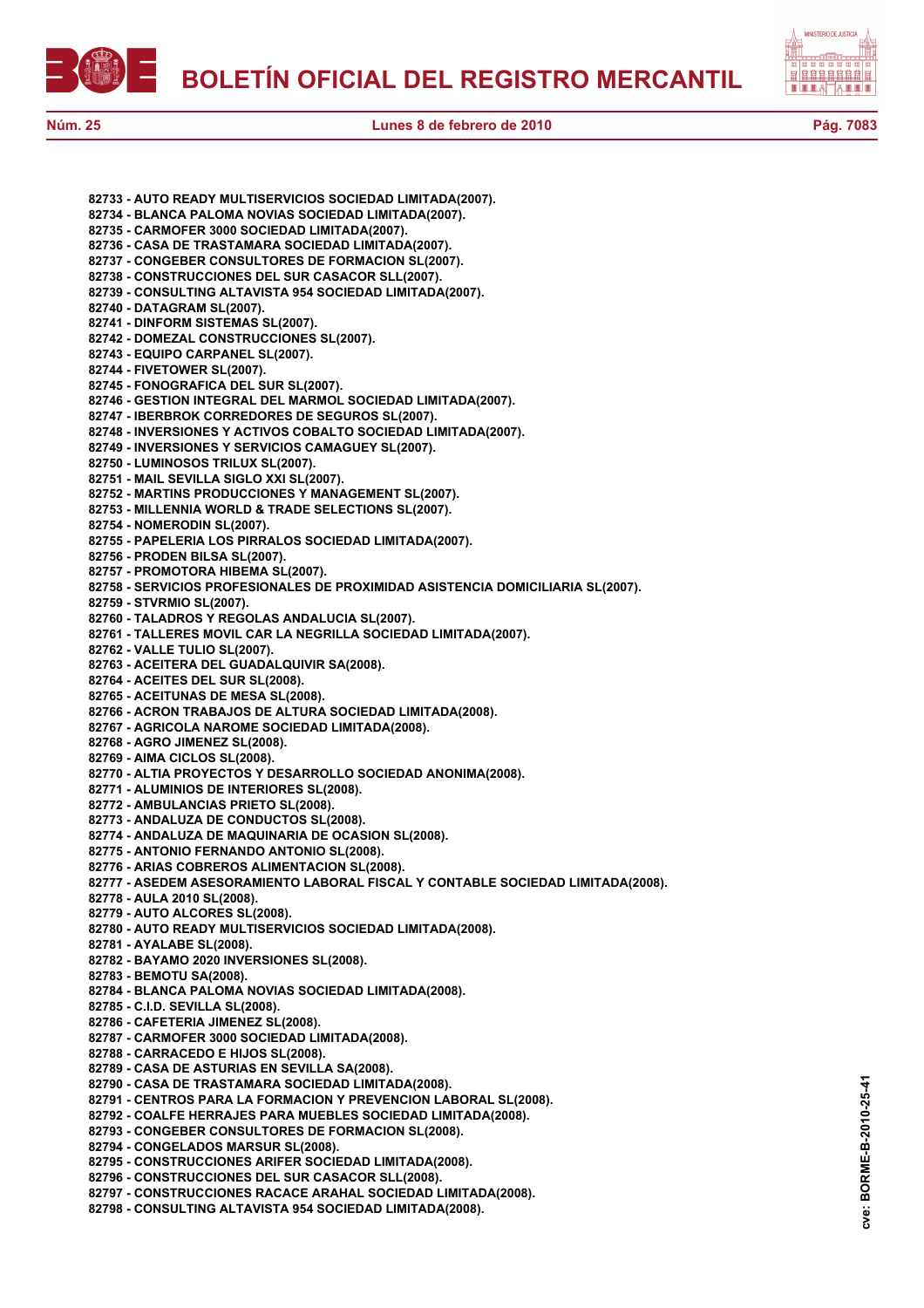**82733 - AUTO READY MULTISERVICIOS SOCIEDAD LIMITADA(2007).**
**82734 - BLANCA PALOMA NOVIAS SOCIEDAD LIMITADA(2007).**
**82735 - CARMOFER 3000 SOCIEDAD LIMITADA(2007).**
**82736 - CASA DE TRASTAMARA SOCIEDAD LIMITADA(2007).**
**82737 - CONGEBER CONSULTORES DE FORMACION SL(2007).**
**82738 - CONSTRUCCIONES DEL SUR CASACOR SLL(2007).**
**82739 - CONSULTING ALTAVISTA 954 SOCIEDAD LIMITADA(2007).**
**82740 - DATAGRAM SL(2007).**
**82741 - DINFORM SISTEMAS SL(2007).**
**82742 - DOMEZAL CONSTRUCCIONES SL(2007).**
**82743 - EQUIPO CARPANEL SL(2007).**
**82744 - FIVETOWER SL(2007).**
**82745 - FONOGRAFICA DEL SUR SL(2007).**
**82746 - GESTION INTEGRAL DEL MARMOL SOCIEDAD LIMITADA(2007).**
**82747 - IBERBROK CORREDORES DE SEGUROS SL(2007).**
**82748 - INVERSIONES Y ACTIVOS COBALTO SOCIEDAD LIMITADA(2007).**
**82749 - INVERSIONES Y SERVICIOS CAMAGUEY SL(2007).**
**82750 - LUMINOSOS TRILUX SL(2007).**
**82751 - MAIL SEVILLA SIGLO XXI SL(2007).**
**82752 - MARTINS PRODUCCIONES Y MANAGEMENT SL(2007).**
**82753 - MILLENNIA WORLD & TRADE SELECTIONS SL(2007).**
**82754 - NOMERODIN SL(2007).**
**82755 - PAPELERIA LOS PIRRALOS SOCIEDAD LIMITADA(2007).**
**82756 - PRODEN BILSA SL(2007).**
**82757 - PROMOTORA HIBEMA SL(2007).**
**82758 - SERVICIOS PROFESIONALES DE PROXIMIDAD ASISTENCIA DOMICILIARIA SL(2007).**
**82759 - STVRMIO SL(2007).**
**82760 - TALADROS Y REGOLAS ANDALUCIA SL(2007).**
**82761 - TALLERES MOVIL CAR LA NEGRILLA SOCIEDAD LIMITADA(2007).**
**82762 - VALLE TULIO SL(2007).**
**82763 - ACEITERA DEL GUADALQUIVIR SA(2008).**
**82764 - ACEITES DEL SUR SL(2008).**
**82765 - ACEITUNAS DE MESA SL(2008).**
**82766 - ACRON TRABAJOS DE ALTURA SOCIEDAD LIMITADA(2008).**
**82767 - AGRICOLA NAROME SOCIEDAD LIMITADA(2008).**
**82768 - AGRO JIMENEZ SL(2008).**
**82769 - AIMA CICLOS SL(2008).**
**82770 - ALTIA PROYECTOS Y DESARROLLO SOCIEDAD ANONIMA(2008).**
**82771 - ALUMINIOS DE INTERIORES SL(2008).**
**82772 - AMBULANCIAS PRIETO SL(2008).**
**82773 - ANDALUZA DE CONDUCTOS SL(2008).**
**82774 - ANDALUZA DE MAQUINARIA DE OCASION SL(2008).**
**82775 - ANTONIO FERNANDO ANTONIO SL(2008).**
**82776 - ARIAS COBREROS ALIMENTACION SL(2008).**
**82777 - ASEDEM ASESORAMIENTO LABORAL FISCAL Y CONTABLE SOCIEDAD LIMITADA(2008).**
**82778 - AULA 2010 SL(2008).**
**82779 - AUTO ALCORES SL(2008).**
**82780 - AUTO READY MULTISERVICIOS SOCIEDAD LIMITADA(2008).**
**82781 - AYALABE SL(2008).**
**82782 - BAYAMO 2020 INVERSIONES SL(2008).**
**82783 - BEMOTU SA(2008).**
**82784 - BLANCA PALOMA NOVIAS SOCIEDAD LIMITADA(2008).**
**82785 - C.I.D. SEVILLA SL(2008).**
**82786 - CAFETERIA JIMENEZ SL(2008).**
**82787 - CARMOFER 3000 SOCIEDAD LIMITADA(2008).**
**82788 - CARRACEDO E HIJOS SL(2008).**
**82789 - CASA DE ASTURIAS EN SEVILLA SA(2008).**
**82790 - CASA DE TRASTAMARA SOCIEDAD LIMITADA(2008).**
**82791 - CENTROS PARA LA FORMACION Y PREVENCION LABORAL SL(2008).**
**82792 - COALFE HERRAJES PARA MUEBLES SOCIEDAD LIMITADA(2008).**
**82793 - CONGEBER CONSULTORES DE FORMACION SL(2008).**
**82794 - CONGELADOS MARSUR SL(2008).**
**82795 - CONSTRUCCIONES ARIFER SOCIEDAD LIMITADA(2008).**
**82796 - CONSTRUCCIONES DEL SUR CASACOR SLL(2008).**
**82797 - CONSTRUCCIONES RACACE ARAHAL SOCIEDAD LIMITADA(2008).**
**82798 - CONSULTING ALTAVISTA 954 SOCIEDAD LIMITADA(2008).**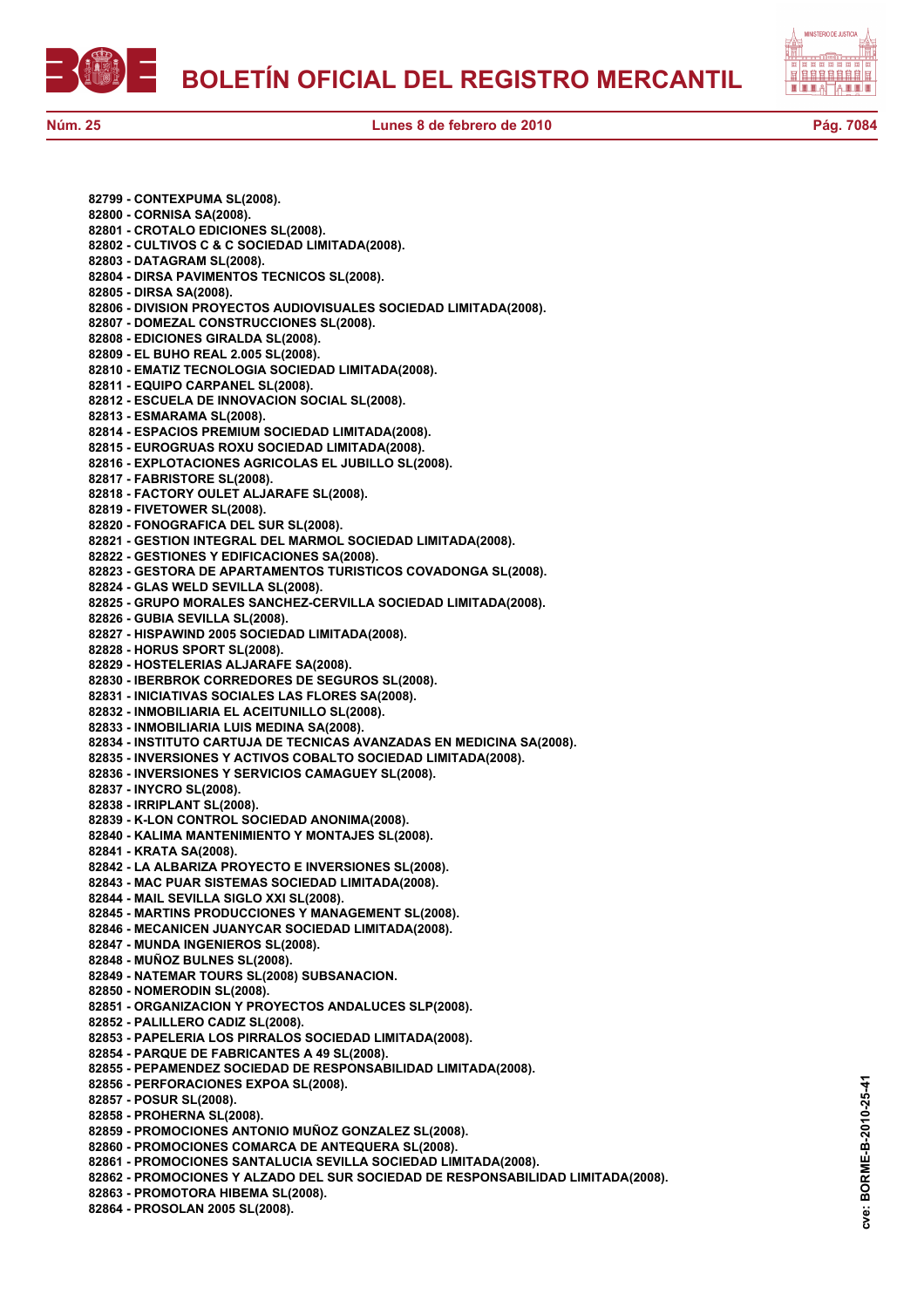**82799 - CONTEXPUMA SL(2008).**
**82800 - CORNISA SA(2008).**
**82801 - CROTALO EDICIONES SL(2008).**
**82802 - CULTIVOS C & C SOCIEDAD LIMITADA(2008).**
**82803 - DATAGRAM SL(2008).**
**82804 - DIRSA PAVIMENTOS TECNICOS SL(2008).**
**82805 - DIRSA SA(2008).**
**82806 - DIVISION PROYECTOS AUDIOVISUALES SOCIEDAD LIMITADA(2008).**
**82807 - DOMEZAL CONSTRUCCIONES SL(2008).**
**82808 - EDICIONES GIRALDA SL(2008).**
**82809 - EL BUHO REAL 2.005 SL(2008).**
**82810 - EMATIZ TECNOLOGIA SOCIEDAD LIMITADA(2008).**
**82811 - EQUIPO CARPANEL SL(2008).**
**82812 - ESCUELA DE INNOVACION SOCIAL SL(2008).**
**82813 - ESMARAMA SL(2008).**
**82814 - ESPACIOS PREMIUM SOCIEDAD LIMITADA(2008).**
**82815 - EUROGRUAS ROXU SOCIEDAD LIMITADA(2008).**
**82816 - EXPLOTACIONES AGRICOLAS EL JUBILLO SL(2008).**
**82817 - FABRISTORE SL(2008).**
**82818 - FACTORY OULET ALJARAFE SL(2008).**
**82819 - FIVETOWER SL(2008).**
**82820 - FONOGRAFICA DEL SUR SL(2008).**
**82821 - GESTION INTEGRAL DEL MARMOL SOCIEDAD LIMITADA(2008).**
**82822 - GESTIONES Y EDIFICACIONES SA(2008).**
**82823 - GESTORA DE APARTAMENTOS TURISTICOS COVADONGA SL(2008).**
**82824 - GLAS WELD SEVILLA SL(2008).**
**82825 - GRUPO MORALES SANCHEZ-CERVILLA SOCIEDAD LIMITADA(2008).**
**82826 - GUBIA SEVILLA SL(2008).**
**82827 - HISPAWIND 2005 SOCIEDAD LIMITADA(2008).**
**82828 - HORUS SPORT SL(2008).**
**82829 - HOSTELERIAS ALJARAFE SA(2008).**
**82830 - IBERBROK CORREDORES DE SEGUROS SL(2008).**
**82831 - INICIATIVAS SOCIALES LAS FLORES SA(2008).**
**82832 - INMOBILIARIA EL ACEITUNILLO SL(2008).**
**82833 - INMOBILIARIA LUIS MEDINA SA(2008).**
**82834 - INSTITUTO CARTUJA DE TECNICAS AVANZADAS EN MEDICINA SA(2008).**
**82835 - INVERSIONES Y ACTIVOS COBALTO SOCIEDAD LIMITADA(2008).**
**82836 - INVERSIONES Y SERVICIOS CAMAGUEY SL(2008).**
**82837 - INYCRO SL(2008).**
**82838 - IRRIPLANT SL(2008).**
**82839 - K-LON CONTROL SOCIEDAD ANONIMA(2008).**
**82840 - KALIMA MANTENIMIENTO Y MONTAJES SL(2008).**
**82841 - KRATA SA(2008).**
**82842 - LA ALBARIZA PROYECTO E INVERSIONES SL(2008).**
**82843 - MAC PUAR SISTEMAS SOCIEDAD LIMITADA(2008).**
**82844 - MAIL SEVILLA SIGLO XXI SL(2008).**
**82845 - MARTINS PRODUCCIONES Y MANAGEMENT SL(2008).**
**82846 - MECANICEN JUANYCAR SOCIEDAD LIMITADA(2008).**
**82847 - MUNDA INGENIEROS SL(2008).**
**82848 - MUÑOZ BULNES SL(2008).**
**82849 - NATEMAR TOURS SL(2008) SUBSANACION.**
**82850 - NOMERODIN SL(2008).**
**82851 - ORGANIZACION Y PROYECTOS ANDALUCES SLP(2008).**
**82852 - PALILLERO CADIZ SL(2008).**
**82853 - PAPELERIA LOS PIRRALOS SOCIEDAD LIMITADA(2008).**
**82854 - PARQUE DE FABRICANTES A 49 SL(2008).**
**82855 - PEPAMENDEZ SOCIEDAD DE RESPONSABILIDAD LIMITADA(2008).**
**82856 - PERFORACIONES EXPOA SL(2008).**
**82857 - POSUR SL(2008).**
**82858 - PROHERNA SL(2008).**
**82859 - PROMOCIONES ANTONIO MUÑOZ GONZALEZ SL(2008).**
**82860 - PROMOCIONES COMARCA DE ANTEQUERA SL(2008).**
**82861 - PROMOCIONES SANTALUCIA SEVILLA SOCIEDAD LIMITADA(2008).**
**82862 - PROMOCIONES Y ALZADO DEL SUR SOCIEDAD DE RESPONSABILIDAD LIMITADA(2008).**
**82863 - PROMOTORA HIBEMA SL(2008).**
**82864 - PROSOLAN 2005 SL(2008).**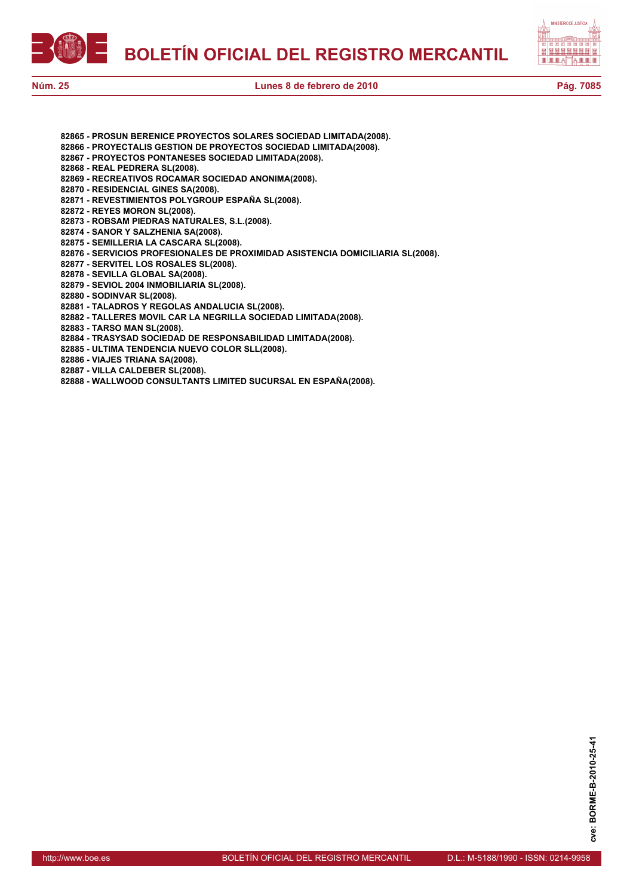**82865 - PROSUN BERENICE PROYECTOS SOLARES SOCIEDAD LIMITADA(2008).**
**82866 - PROYECTALIS GESTION DE PROYECTOS SOCIEDAD LIMITADA(2008).**
**82867 - PROYECTOS PONTANESES SOCIEDAD LIMITADA(2008).**
**82868 - REAL PEDRERA SL(2008).**
**82869 - RECREATIVOS ROCAMAR SOCIEDAD ANONIMA(2008).**
**82870 - RESIDENCIAL GINES SA(2008).**
**82871 - REVESTIMIENTOS POLYGROUP ESPAÑA SL(2008).**
**82872 - REYES MORON SL(2008).**
**82873 - ROBSAM PIEDRAS NATURALES, S.L.(2008).**
**82874 - SANOR Y SALZHENIA SA(2008).**
**82875 - SEMILLERIA LA CASCARA SL(2008).**
**82876 - SERVICIOS PROFESIONALES DE PROXIMIDAD ASISTENCIA DOMICILIARIA SL(2008).**
**82877 - SERVITEL LOS ROSALES SL(2008).**
**82878 - SEVILLA GLOBAL SA(2008).**
**82879 - SEVIOL 2004 INMOBILIARIA SL(2008).**
**82880 - SODINVAR SL(2008).**
**82881 - TALADROS Y REGOLAS ANDALUCIA SL(2008).**
**82882 - TALLERES MOVIL CAR LA NEGRILLA SOCIEDAD LIMITADA(2008).**
**82883 - TARSO MAN SL(2008).**
**82884 - TRASYSAD SOCIEDAD DE RESPONSABILIDAD LIMITADA(2008).**
**82885 - ULTIMA TENDENCIA NUEVO COLOR SLL(2008).**
**82886 - VIAJES TRIANA SA(2008).**
**82887 - VILLA CALDEBER SL(2008).**
**82888 - WALLWOOD CONSULTANTS LIMITED SUCURSAL EN ESPAÑA(2008).**